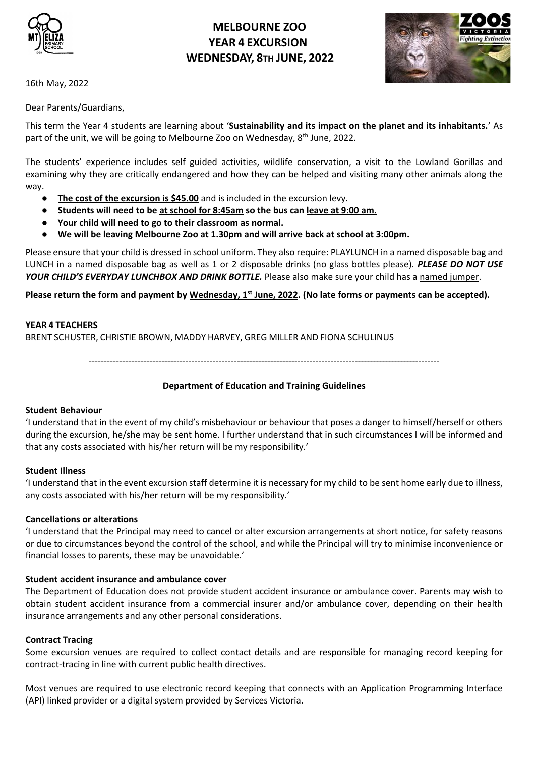# MELBOURNE ZOO
# YEAR 4 EXCURSION
# WEDNESDAY, 8TH JUNE, 2022

16th May, 2022

Dear Parents/Guardians,

This term the Year 4 students are learning about '**Sustainability and its impact on the planet and its inhabitants.**' As part of the unit, we will be going to Melbourne Zoo on Wednesday, 8th June, 2022.

The students' experience includes self guided activities, wildlife conservation, a visit to the Lowland Gorillas and examining why they are critically endangered and how they can be helped and visiting many other animals along the way.

- **The cost of the excursion is $45.00** and is included in the excursion levy.
- **Students will need to be at school for 8:45am so the bus can leave at 9:00 am.**
- **Your child will need to go to their classroom as normal.**
- **We will be leaving Melbourne Zoo at 1.30pm and will arrive back at school at 3:00pm.**

Please ensure that your child is dressed in school uniform. They also require: PLAYLUNCH in a named disposable bag and LUNCH in a named disposable bag as well as 1 or 2 disposable drinks (no glass bottles please). ***PLEASE DO NOT USE YOUR CHILD'S EVERYDAY LUNCHBOX AND DRINK BOTTLE.*** Please also make sure your child has a named jumper.

**Please return the form and payment by Wednesday, 1st June, 2022. (No late forms or payments can be accepted).**

**YEAR 4 TEACHERS**
BRENT SCHUSTER, CHRISTIE BROWN, MADDY HARVEY, GREG MILLER AND FIONA SCHULINUS

---

### Department of Education and Training Guidelines

**Student Behaviour**
'I understand that in the event of my child's misbehaviour or behaviour that poses a danger to himself/herself or others during the excursion, he/she may be sent home. I further understand that in such circumstances I will be informed and that any costs associated with his/her return will be my responsibility.'

**Student Illness**
'I understand that in the event excursion staff determine it is necessary for my child to be sent home early due to illness, any costs associated with his/her return will be my responsibility.'

**Cancellations or alterations**
'I understand that the Principal may need to cancel or alter excursion arrangements at short notice, for safety reasons or due to circumstances beyond the control of the school, and while the Principal will try to minimise inconvenience or financial losses to parents, these may be unavoidable.'

**Student accident insurance and ambulance cover**
The Department of Education does not provide student accident insurance or ambulance cover. Parents may wish to obtain student accident insurance from a commercial insurer and/or ambulance cover, depending on their health insurance arrangements and any other personal considerations.

**Contract Tracing**
Some excursion venues are required to collect contact details and are responsible for managing record keeping for contract-tracing in line with current public health directives.

Most venues are required to use electronic record keeping that connects with an Application Programming Interface (API) linked provider or a digital system provided by Services Victoria.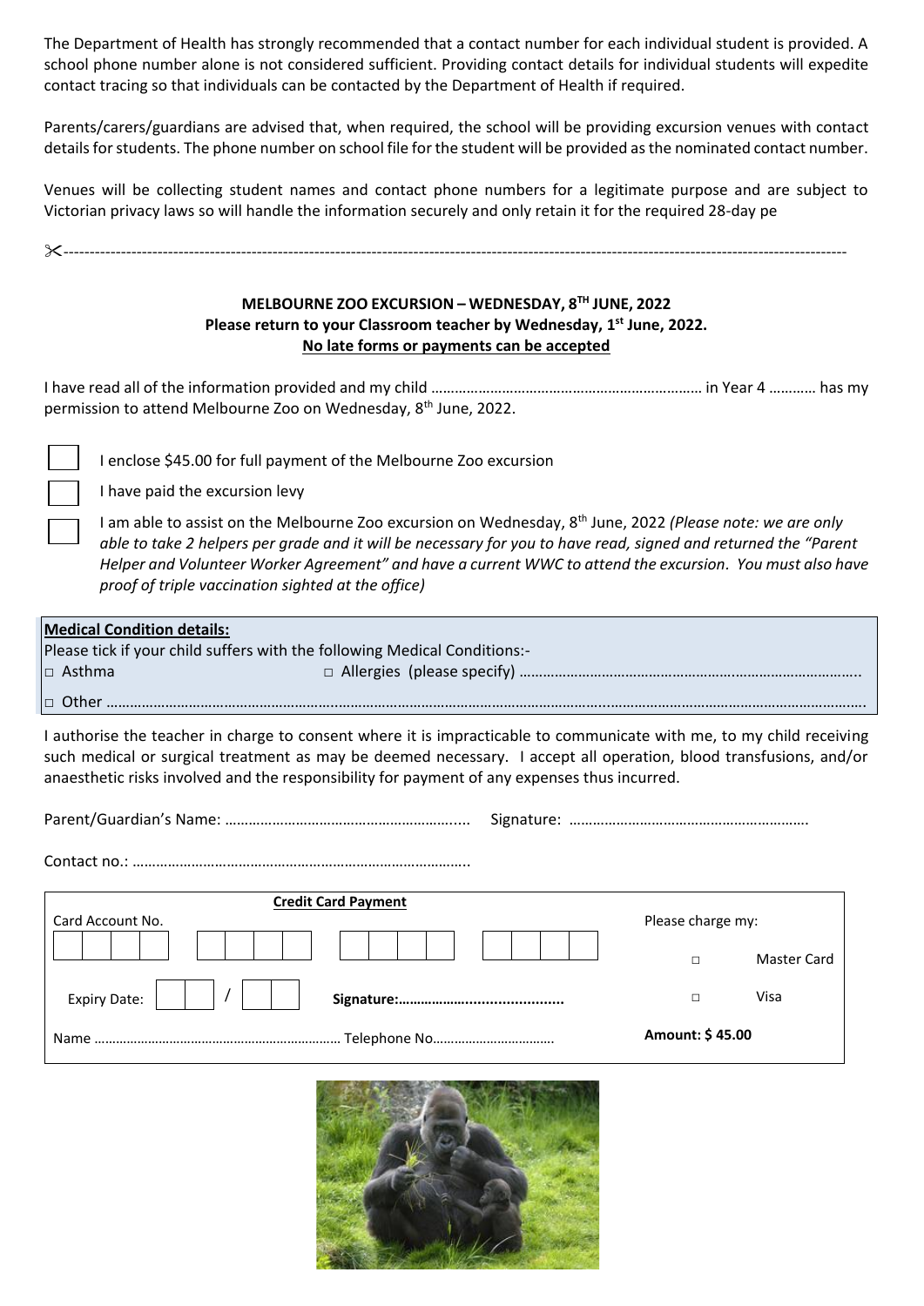The Department of Health has strongly recommended that a contact number for each individual student is provided. A school phone number alone is not considered sufficient. Providing contact details for individual students will expedite contact tracing so that individuals can be contacted by the Department of Health if required.

Parents/carers/guardians are advised that, when required, the school will be providing excursion venues with contact details for students. The phone number on school file for the student will be provided as the nominated contact number.

Venues will be collecting student names and contact phone numbers for a legitimate purpose and are subject to Victorian privacy laws so will handle the information securely and only retain it for the required 28-day pe

✂-----------------------------------------------------------------------------------------------------------------------------------------------

**MELBOURNE ZOO EXCURSION – WEDNESDAY, 8TH JUNE, 2022**
**Please return to your Classroom teacher by Wednesday, 1st June, 2022.**
**No late forms or payments can be accepted**

I have read all of the information provided and my child …………………………………………………………… in Year 4 ………… has my permission to attend Melbourne Zoo on Wednesday, 8th June, 2022.

☐ I enclose $45.00 for full payment of the Melbourne Zoo excursion

☐ I have paid the excursion levy

☐ I am able to assist on the Melbourne Zoo excursion on Wednesday, 8th June, 2022 *(Please note: we are only able to take 2 helpers per grade and it will be necessary for you to have read, signed and returned the "Parent Helper and Volunteer Worker Agreement" and have a current WWC to attend the excursion. You must also have proof of triple vaccination sighted at the office)*

**Medical Condition details:**
Please tick if your child suffers with the following Medical Conditions:-
□ Asthma □ Allergies (please specify) …………………………………………………………………………..
□ Other ………………………………………………………………………………………………………………………………………………………….

I authorise the teacher in charge to consent where it is impracticable to communicate with me, to my child receiving such medical or surgical treatment as may be deemed necessary. I accept all operation, blood transfusions, and/or anaesthetic risks involved and the responsibility for payment of any expenses thus incurred.

Parent/Guardian's Name: …………………………………………………..... Signature: …………………………………………………….

Contact no.: …………………………………………………………………………..

**Credit Card Payment**

Card Account No. ☐☐☐☐ ☐☐☐☐ ☐☐☐☐ ☐☐☐☐

Please charge my:
□ Master Card
□ Visa

Expiry Date: ☐☐ / ☐☐ **Signature:……………......................**

Name ………………………………………………………… Telephone No…………………………….

**Amount: $ 45.00**